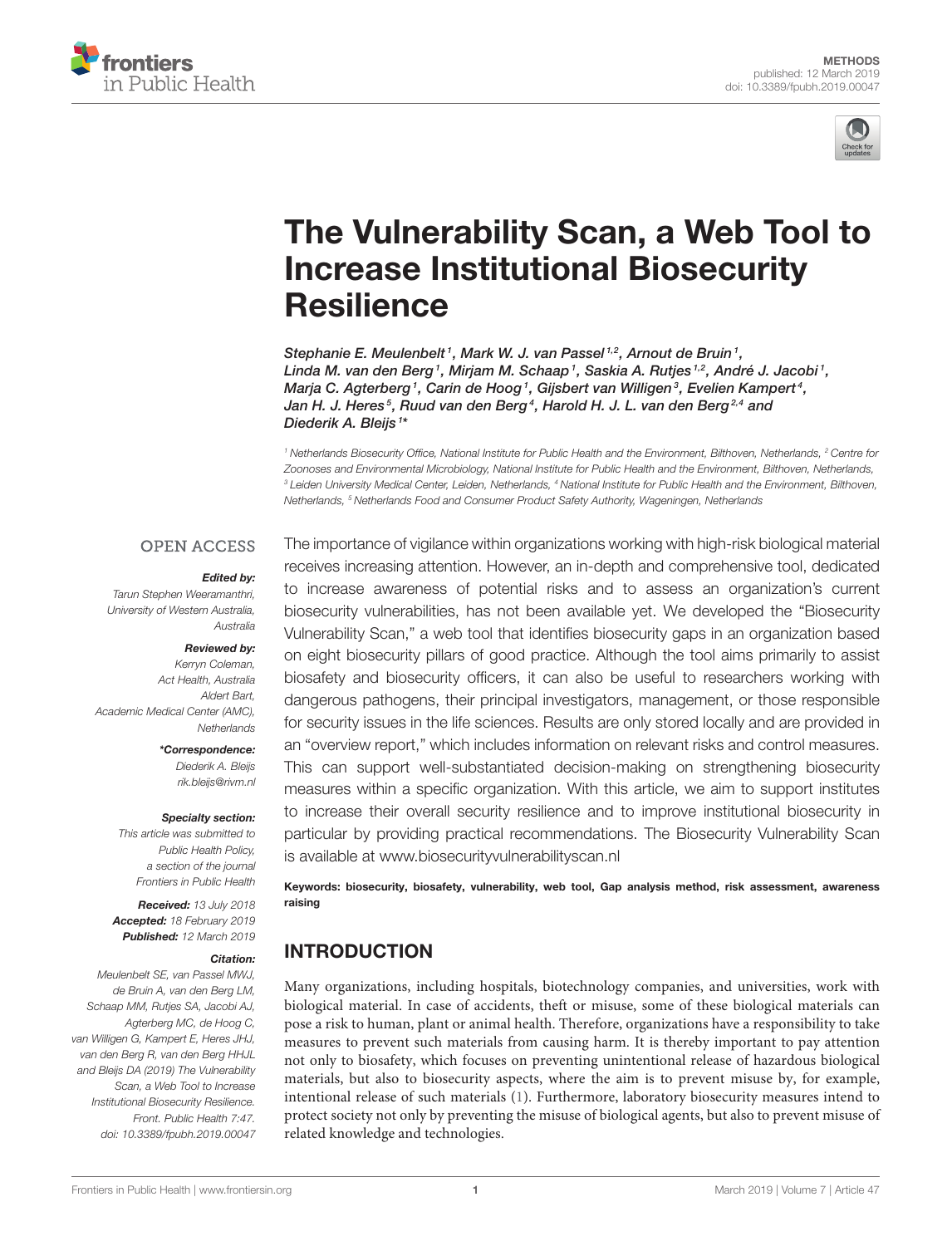METHODS
published: 12 March 2019
doi: 10.3389/fpubh.2019.00047

# The Vulnerability Scan, a Web Tool to Increase Institutional Biosecurity Resilience

*Stephanie E. Meulenbelt[1], Mark W. J. van Passel[1,2], Arnout de Bruin[1], Linda M. van den Berg[1], Mirjam M. Schaap[1], Saskia A. Rutjes[1,2], André J. Jacobi[1], Marja C. Agterberg[1], Carin de Hoog[1], Gijsbert van Willigen[3], Evelien Kampert[4], Jan H. J. Heres[5], Ruud van den Berg[4], Harold H. J. L. van den Berg[2,4] and Diederik A. Bleijs[1]\**

[1] Netherlands Biosecurity Office, National Institute for Public Health and the Environment, Bilthoven, Netherlands, [2] Centre for Zoonoses and Environmental Microbiology, National Institute for Public Health and the Environment, Bilthoven, Netherlands, [3] Leiden University Medical Center, Leiden, Netherlands, [4] National Institute for Public Health and the Environment, Bilthoven, Netherlands, [5] Netherlands Food and Consumer Product Safety Authority, Wageningen, Netherlands

OPEN ACCESS

**Edited by:**
Tarun Stephen Weeramanthri, University of Western Australia, Australia

**Reviewed by:**
Kerryn Coleman, Act Health, Australia
Aldert Bart, Academic Medical Center (AMC), Netherlands

**\*Correspondence:**
Diederik A. Bleijs
rik.bleijs@rivm.nl

**Specialty section:**
This article was submitted to Public Health Policy, a section of the journal Frontiers in Public Health

**Received:** 13 July 2018
**Accepted:** 18 February 2019
**Published:** 12 March 2019

**Citation:**
Meulenbelt SE, van Passel MWJ, de Bruin A, van den Berg LM, Schaap MM, Rutjes SA, Jacobi AJ, Agterberg MC, de Hoog C, van Willigen G, Kampert E, Heres JHJ, van den Berg R, van den Berg HHJL and Bleijs DA (2019) The Vulnerability Scan, a Web Tool to Increase Institutional Biosecurity Resilience. Front. Public Health 7:47. doi: 10.3389/fpubh.2019.00047

The importance of vigilance within organizations working with high-risk biological material receives increasing attention. However, an in-depth and comprehensive tool, dedicated to increase awareness of potential risks and to assess an organization's current biosecurity vulnerabilities, has not been available yet. We developed the "Biosecurity Vulnerability Scan," a web tool that identifies biosecurity gaps in an organization based on eight biosecurity pillars of good practice. Although the tool aims primarily to assist biosafety and biosecurity officers, it can also be useful to researchers working with dangerous pathogens, their principal investigators, management, or those responsible for security issues in the life sciences. Results are only stored locally and are provided in an "overview report," which includes information on relevant risks and control measures. This can support well-substantiated decision-making on strengthening biosecurity measures within a specific organization. With this article, we aim to support institutes to increase their overall security resilience and to improve institutional biosecurity in particular by providing practical recommendations. The Biosecurity Vulnerability Scan is available at www.biosecurityvulnerabilityscan.nl

**Keywords:** biosecurity, biosafety, vulnerability, web tool, Gap analysis method, risk assessment, awareness raising

## INTRODUCTION

Many organizations, including hospitals, biotechnology companies, and universities, work with biological material. In case of accidents, theft or misuse, some of these biological materials can pose a risk to human, plant or animal health. Therefore, organizations have a responsibility to take measures to prevent such materials from causing harm. It is thereby important to pay attention not only to biosafety, which focuses on preventing unintentional release of hazardous biological materials, but also to biosecurity aspects, where the aim is to prevent misuse by, for example, intentional release of such materials (1). Furthermore, laboratory biosecurity measures intend to protect society not only by preventing the misuse of biological agents, but also to prevent misuse of related knowledge and technologies.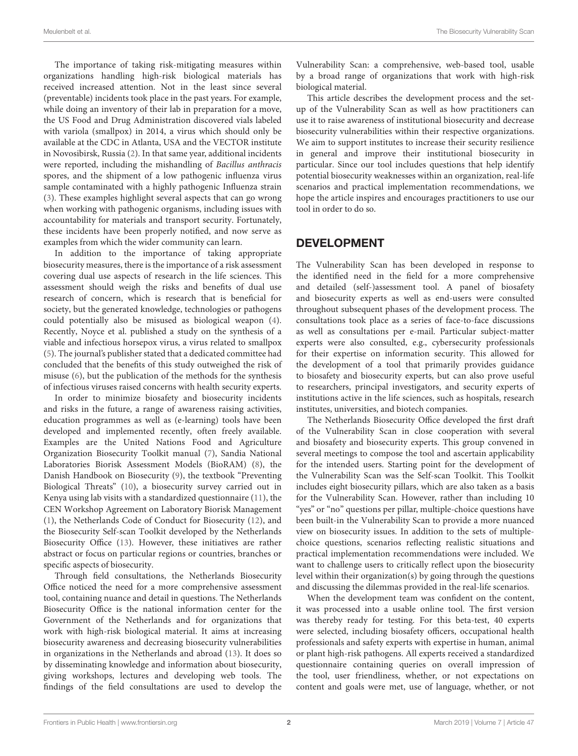The importance of taking risk-mitigating measures within organizations handling high-risk biological materials has received increased attention. Not in the least since several (preventable) incidents took place in the past years. For example, while doing an inventory of their lab in preparation for a move, the US Food and Drug Administration discovered vials labeled with variola (smallpox) in 2014, a virus which should only be available at the CDC in Atlanta, USA and the VECTOR institute in Novosibirsk, Russia (2). In that same year, additional incidents were reported, including the mishandling of *Bacillus anthracis* spores, and the shipment of a low pathogenic influenza virus sample contaminated with a highly pathogenic Influenza strain (3). These examples highlight several aspects that can go wrong when working with pathogenic organisms, including issues with accountability for materials and transport security. Fortunately, these incidents have been properly notified, and now serve as examples from which the wider community can learn.

In addition to the importance of taking appropriate biosecurity measures, there is the importance of a risk assessment covering dual use aspects of research in the life sciences. This assessment should weigh the risks and benefits of dual use research of concern, which is research that is beneficial for society, but the generated knowledge, technologies or pathogens could potentially also be misused as biological weapon (4). Recently, Noyce et al. published a study on the synthesis of a viable and infectious horsepox virus, a virus related to smallpox (5). The journal's publisher stated that a dedicated committee had concluded that the benefits of this study outweighed the risk of misuse (6), but the publication of the methods for the synthesis of infectious viruses raised concerns with health security experts.

In order to minimize biosafety and biosecurity incidents and risks in the future, a range of awareness raising activities, education programmes as well as (e-learning) tools have been developed and implemented recently, often freely available. Examples are the United Nations Food and Agriculture Organization Biosecurity Toolkit manual (7), Sandia National Laboratories Biorisk Assessment Models (BioRAM) (8), the Danish Handbook on Biosecurity (9), the textbook "Preventing Biological Threats" (10), a biosecurity survey carried out in Kenya using lab visits with a standardized questionnaire (11), the CEN Workshop Agreement on Laboratory Biorisk Management (1), the Netherlands Code of Conduct for Biosecurity (12), and the Biosecurity Self-scan Toolkit developed by the Netherlands Biosecurity Office (13). However, these initiatives are rather abstract or focus on particular regions or countries, branches or specific aspects of biosecurity.

Through field consultations, the Netherlands Biosecurity Office noticed the need for a more comprehensive assessment tool, containing nuance and detail in questions. The Netherlands Biosecurity Office is the national information center for the Government of the Netherlands and for organizations that work with high-risk biological material. It aims at increasing biosecurity awareness and decreasing biosecurity vulnerabilities in organizations in the Netherlands and abroad (13). It does so by disseminating knowledge and information about biosecurity, giving workshops, lectures and developing web tools. The findings of the field consultations are used to develop the Vulnerability Scan: a comprehensive, web-based tool, usable by a broad range of organizations that work with high-risk biological material.

This article describes the development process and the set-up of the Vulnerability Scan as well as how practitioners can use it to raise awareness of institutional biosecurity and decrease biosecurity vulnerabilities within their respective organizations. We aim to support institutes to increase their security resilience in general and improve their institutional biosecurity in particular. Since our tool includes questions that help identify potential biosecurity weaknesses within an organization, real-life scenarios and practical implementation recommendations, we hope the article inspires and encourages practitioners to use our tool in order to do so.

## DEVELOPMENT

The Vulnerability Scan has been developed in response to the identified need in the field for a more comprehensive and detailed (self-)assessment tool. A panel of biosafety and biosecurity experts as well as end-users were consulted throughout subsequent phases of the development process. The consultations took place as a series of face-to-face discussions as well as consultations per e-mail. Particular subject-matter experts were also consulted, e.g., cybersecurity professionals for their expertise on information security. This allowed for the development of a tool that primarily provides guidance to biosafety and biosecurity experts, but can also prove useful to researchers, principal investigators, and security experts of institutions active in the life sciences, such as hospitals, research institutes, universities, and biotech companies.

The Netherlands Biosecurity Office developed the first draft of the Vulnerability Scan in close cooperation with several and biosafety and biosecurity experts. This group convened in several meetings to compose the tool and ascertain applicability for the intended users. Starting point for the development of the Vulnerability Scan was the Self-scan Toolkit. This Toolkit includes eight biosecurity pillars, which are also taken as a basis for the Vulnerability Scan. However, rather than including 10 "yes" or "no" questions per pillar, multiple-choice questions have been built-in the Vulnerability Scan to provide a more nuanced view on biosecurity issues. In addition to the sets of multiple-choice questions, scenarios reflecting realistic situations and practical implementation recommendations were included. We want to challenge users to critically reflect upon the biosecurity level within their organization(s) by going through the questions and discussing the dilemmas provided in the real-life scenarios.

When the development team was confident on the content, it was processed into a usable online tool. The first version was thereby ready for testing. For this beta-test, 40 experts were selected, including biosafety officers, occupational health professionals and safety experts with expertise in human, animal or plant high-risk pathogens. All experts received a standardized questionnaire containing queries on overall impression of the tool, user friendliness, whether, or not expectations on content and goals were met, use of language, whether, or not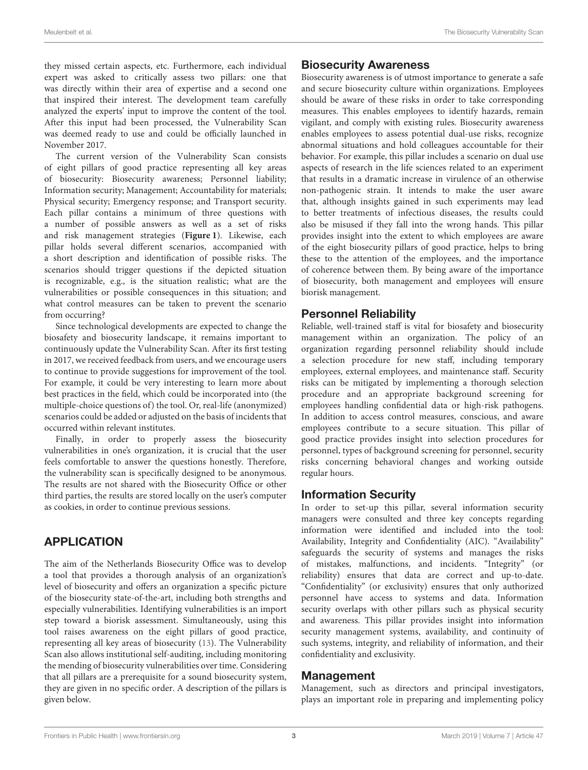they missed certain aspects, etc. Furthermore, each individual expert was asked to critically assess two pillars: one that was directly within their area of expertise and a second one that inspired their interest. The development team carefully analyzed the experts' input to improve the content of the tool. After this input had been processed, the Vulnerability Scan was deemed ready to use and could be officially launched in November 2017.

The current version of the Vulnerability Scan consists of eight pillars of good practice representing all key areas of biosecurity: Biosecurity awareness; Personnel liability; Information security; Management; Accountability for materials; Physical security; Emergency response; and Transport security. Each pillar contains a minimum of three questions with a number of possible answers as well as a set of risks and risk management strategies (**Figure 1**). Likewise, each pillar holds several different scenarios, accompanied with a short description and identification of possible risks. The scenarios should trigger questions if the depicted situation is recognizable, e.g., is the situation realistic; what are the vulnerabilities or possible consequences in this situation; and what control measures can be taken to prevent the scenario from occurring?

Since technological developments are expected to change the biosafety and biosecurity landscape, it remains important to continuously update the Vulnerability Scan. After its first testing in 2017, we received feedback from users, and we encourage users to continue to provide suggestions for improvement of the tool. For example, it could be very interesting to learn more about best practices in the field, which could be incorporated into (the multiple-choice questions of) the tool. Or, real-life (anonymized) scenarios could be added or adjusted on the basis of incidents that occurred within relevant institutes.

Finally, in order to properly assess the biosecurity vulnerabilities in one's organization, it is crucial that the user feels comfortable to answer the questions honestly. Therefore, the vulnerability scan is specifically designed to be anonymous. The results are not shared with the Biosecurity Office or other third parties, the results are stored locally on the user's computer as cookies, in order to continue previous sessions.

## APPLICATION

The aim of the Netherlands Biosecurity Office was to develop a tool that provides a thorough analysis of an organization's level of biosecurity and offers an organization a specific picture of the biosecurity state-of-the-art, including both strengths and especially vulnerabilities. Identifying vulnerabilities is an import step toward a biorisk assessment. Simultaneously, using this tool raises awareness on the eight pillars of good practice, representing all key areas of biosecurity (13). The Vulnerability Scan also allows institutional self-auditing, including monitoring the mending of biosecurity vulnerabilities over time. Considering that all pillars are a prerequisite for a sound biosecurity system, they are given in no specific order. A description of the pillars is given below.

### Biosecurity Awareness

Biosecurity awareness is of utmost importance to generate a safe and secure biosecurity culture within organizations. Employees should be aware of these risks in order to take corresponding measures. This enables employees to identify hazards, remain vigilant, and comply with existing rules. Biosecurity awareness enables employees to assess potential dual-use risks, recognize abnormal situations and hold colleagues accountable for their behavior. For example, this pillar includes a scenario on dual use aspects of research in the life sciences related to an experiment that results in a dramatic increase in virulence of an otherwise non-pathogenic strain. It intends to make the user aware that, although insights gained in such experiments may lead to better treatments of infectious diseases, the results could also be misused if they fall into the wrong hands. This pillar provides insight into the extent to which employees are aware of the eight biosecurity pillars of good practice, helps to bring these to the attention of the employees, and the importance of coherence between them. By being aware of the importance of biosecurity, both management and employees will ensure biorisk management.

### Personnel Reliability

Reliable, well-trained staff is vital for biosafety and biosecurity management within an organization. The policy of an organization regarding personnel reliability should include a selection procedure for new staff, including temporary employees, external employees, and maintenance staff. Security risks can be mitigated by implementing a thorough selection procedure and an appropriate background screening for employees handling confidential data or high-risk pathogens. In addition to access control measures, conscious, and aware employees contribute to a secure situation. This pillar of good practice provides insight into selection procedures for personnel, types of background screening for personnel, security risks concerning behavioral changes and working outside regular hours.

### Information Security

In order to set-up this pillar, several information security managers were consulted and three key concepts regarding information were identified and included into the tool: Availability, Integrity and Confidentiality (AIC). "Availability" safeguards the security of systems and manages the risks of mistakes, malfunctions, and incidents. "Integrity" (or reliability) ensures that data are correct and up-to-date. "Confidentiality" (or exclusivity) ensures that only authorized personnel have access to systems and data. Information security overlaps with other pillars such as physical security and awareness. This pillar provides insight into information security management systems, availability, and continuity of such systems, integrity, and reliability of information, and their confidentiality and exclusivity.

### Management

Management, such as directors and principal investigators, plays an important role in preparing and implementing policy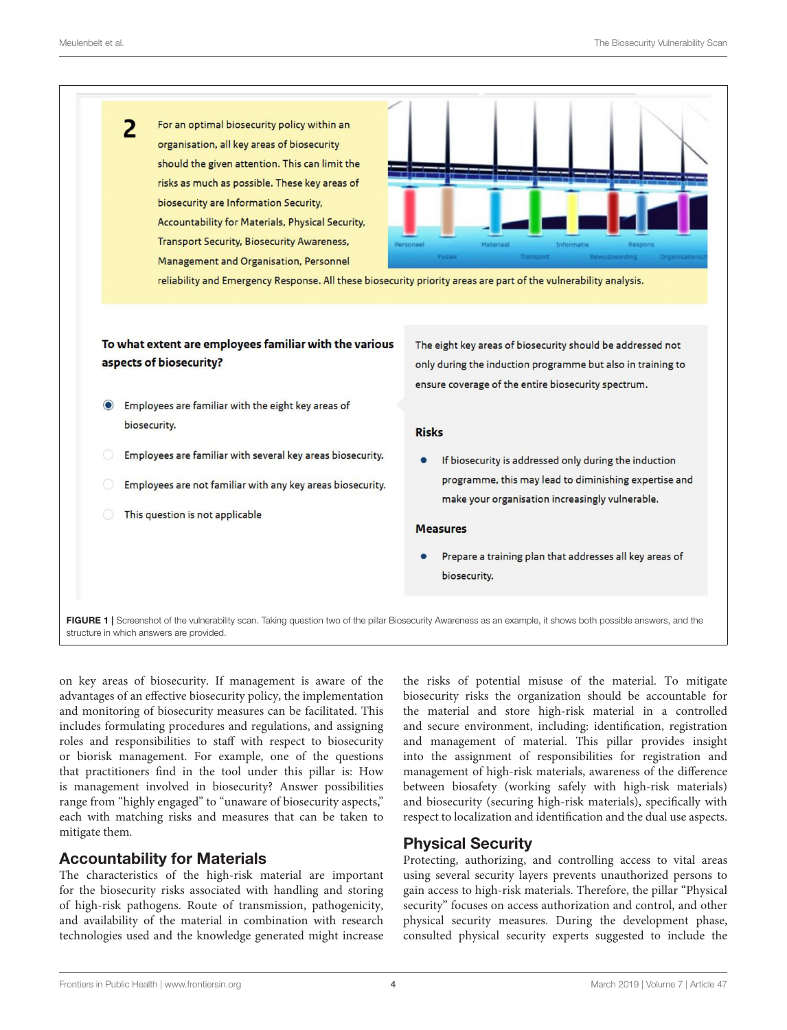2

For an optimal biosecurity policy within an organisation, all key areas of biosecurity should the given attention. This can limit the risks as much as possible. These key areas of biosecurity are Information Security, Accountability for Materials, Physical Security, Transport Security, Biosecurity Awareness, Management and Organisation, Personnel reliability and Emergency Response. All these biosecurity priority areas are part of the vulnerability analysis.

**To what extent are employees familiar with the various aspects of biosecurity?**

- (•) Employees are familiar with the eight key areas of biosecurity.
- ( ) Employees are familiar with several key areas biosecurity.
- ( ) Employees are not familiar with any key areas biosecurity.
- ( ) This question is not applicable

The eight key areas of biosecurity should be addressed not only during the induction programme but also in training to ensure coverage of the entire biosecurity spectrum.

**Risks**

- If biosecurity is addressed only during the induction programme, this may lead to diminishing expertise and make your organisation increasingly vulnerable.

**Measures**

- Prepare a training plan that addresses all key areas of biosecurity.

**FIGURE 1** | Screenshot of the vulnerability scan. Taking question two of the pillar Biosecurity Awareness as an example, it shows both possible answers, and the structure in which answers are provided.

on key areas of biosecurity. If management is aware of the advantages of an effective biosecurity policy, the implementation and monitoring of biosecurity measures can be facilitated. This includes formulating procedures and regulations, and assigning roles and responsibilities to staff with respect to biosecurity or biorisk management. For example, one of the questions that practitioners find in the tool under this pillar is: How is management involved in biosecurity? Answer possibilities range from "highly engaged" to "unaware of biosecurity aspects," each with matching risks and measures that can be taken to mitigate them.

## Accountability for Materials

The characteristics of the high-risk material are important for the biosecurity risks associated with handling and storing of high-risk pathogens. Route of transmission, pathogenicity, and availability of the material in combination with research technologies used and the knowledge generated might increase the risks of potential misuse of the material. To mitigate biosecurity risks the organization should be accountable for the material and store high-risk material in a controlled and secure environment, including: identification, registration and management of material. This pillar provides insight into the assignment of responsibilities for registration and management of high-risk materials, awareness of the difference between biosafety (working safely with high-risk materials) and biosecurity (securing high-risk materials), specifically with respect to localization and identification and the dual use aspects.

## Physical Security

Protecting, authorizing, and controlling access to vital areas using several security layers prevents unauthorized persons to gain access to high-risk materials. Therefore, the pillar "Physical security" focuses on access authorization and control, and other physical security measures. During the development phase, consulted physical security experts suggested to include the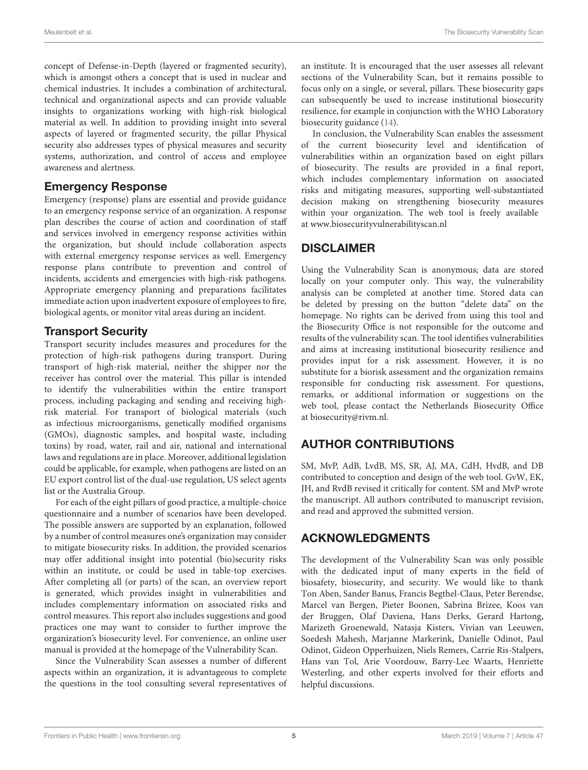concept of Defense-in-Depth (layered or fragmented security), which is amongst others a concept that is used in nuclear and chemical industries. It includes a combination of architectural, technical and organizational aspects and can provide valuable insights to organizations working with high-risk biological material as well. In addition to providing insight into several aspects of layered or fragmented security, the pillar Physical security also addresses types of physical measures and security systems, authorization, and control of access and employee awareness and alertness.

## Emergency Response

Emergency (response) plans are essential and provide guidance to an emergency response service of an organization. A response plan describes the course of action and coordination of staff and services involved in emergency response activities within the organization, but should include collaboration aspects with external emergency response services as well. Emergency response plans contribute to prevention and control of incidents, accidents and emergencies with high-risk pathogens. Appropriate emergency planning and preparations facilitates immediate action upon inadvertent exposure of employees to fire, biological agents, or monitor vital areas during an incident.

## Transport Security

Transport security includes measures and procedures for the protection of high-risk pathogens during transport. During transport of high-risk material, neither the shipper nor the receiver has control over the material. This pillar is intended to identify the vulnerabilities within the entire transport process, including packaging and sending and receiving high-risk material. For transport of biological materials (such as infectious microorganisms, genetically modified organisms (GMOs), diagnostic samples, and hospital waste, including toxins) by road, water, rail and air, national and international laws and regulations are in place. Moreover, additional legislation could be applicable, for example, when pathogens are listed on an EU export control list of the dual-use regulation, US select agents list or the Australia Group.

For each of the eight pillars of good practice, a multiple-choice questionnaire and a number of scenarios have been developed. The possible answers are supported by an explanation, followed by a number of control measures one's organization may consider to mitigate biosecurity risks. In addition, the provided scenarios may offer additional insight into potential (bio)security risks within an institute, or could be used in table-top exercises. After completing all (or parts) of the scan, an overview report is generated, which provides insight in vulnerabilities and includes complementary information on associated risks and control measures. This report also includes suggestions and good practices one may want to consider to further improve the organization's biosecurity level. For convenience, an online user manual is provided at the homepage of the Vulnerability Scan.

Since the Vulnerability Scan assesses a number of different aspects within an organization, it is advantageous to complete the questions in the tool consulting several representatives of an institute. It is encouraged that the user assesses all relevant sections of the Vulnerability Scan, but it remains possible to focus only on a single, or several, pillars. These biosecurity gaps can subsequently be used to increase institutional biosecurity resilience, for example in conjunction with the WHO Laboratory biosecurity guidance (14).

In conclusion, the Vulnerability Scan enables the assessment of the current biosecurity level and identification of vulnerabilities within an organization based on eight pillars of biosecurity. The results are provided in a final report, which includes complementary information on associated risks and mitigating measures, supporting well-substantiated decision making on strengthening biosecurity measures within your organization. The web tool is freely available at www.biosecurityvulnerabilityscan.nl

## DISCLAIMER

Using the Vulnerability Scan is anonymous; data are stored locally on your computer only. This way, the vulnerability analysis can be completed at another time. Stored data can be deleted by pressing on the button "delete data" on the homepage. No rights can be derived from using this tool and the Biosecurity Office is not responsible for the outcome and results of the vulnerability scan. The tool identifies vulnerabilities and aims at increasing institutional biosecurity resilience and provides input for a risk assessment. However, it is no substitute for a biorisk assessment and the organization remains responsible for conducting risk assessment. For questions, remarks, or additional information or suggestions on the web tool, please contact the Netherlands Biosecurity Office at biosecurity@rivm.nl.

## AUTHOR CONTRIBUTIONS

SM, MvP, AdB, LvdB, MS, SR, AJ, MA, CdH, HvdB, and DB contributed to conception and design of the web tool. GvW, EK, JH, and RvdB revised it critically for content. SM and MvP wrote the manuscript. All authors contributed to manuscript revision, and read and approved the submitted version.

## ACKNOWLEDGMENTS

The development of the Vulnerability Scan was only possible with the dedicated input of many experts in the field of biosafety, biosecurity, and security. We would like to thank Ton Aben, Sander Banus, Francis Begthel-Claus, Peter Berendse, Marcel van Bergen, Pieter Boonen, Sabrina Brizee, Koos van der Bruggen, Olaf Daviena, Hans Derks, Gerard Hartong, Marizeth Groenewald, Natasja Kisters, Vivian van Leeuwen, Soedesh Mahesh, Marjanne Markerink, Danielle Odinot, Paul Odinot, Gideon Opperhuizen, Niels Remers, Carrie Ris-Stalpers, Hans van Tol, Arie Voordouw, Barry-Lee Waarts, Henriette Westerling, and other experts involved for their efforts and helpful discussions.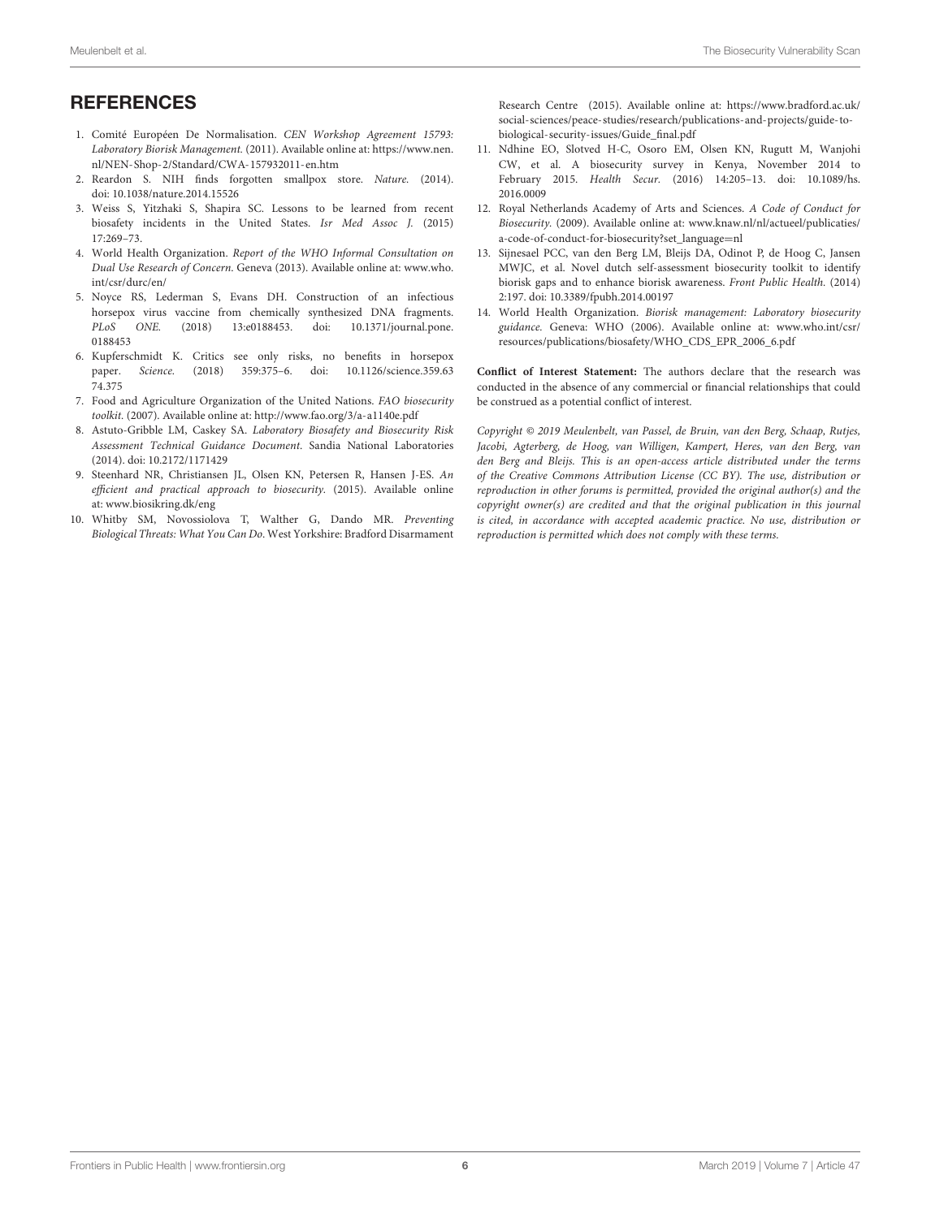## REFERENCES

1. Comité Européen De Normalisation. *CEN Workshop Agreement 15793: Laboratory Biorisk Management.* (2011). Available online at: https://www.nen.nl/NEN-Shop-2/Standard/CWA-157932011-en.htm
2. Reardon S. NIH finds forgotten smallpox store. *Nature.* (2014). doi: 10.1038/nature.2014.15526
3. Weiss S, Yitzhaki S, Shapira SC. Lessons to be learned from recent biosafety incidents in the United States. *Isr Med Assoc J.* (2015) 17:269–73.
4. World Health Organization. *Report of the WHO Informal Consultation on Dual Use Research of Concern.* Geneva (2013). Available online at: www.who.int/csr/durc/en/
5. Noyce RS, Lederman S, Evans DH. Construction of an infectious horsepox virus vaccine from chemically synthesized DNA fragments. *PLoS ONE.* (2018) 13:e0188453. doi: 10.1371/journal.pone.0188453
6. Kupferschmidt K. Critics see only risks, no benefits in horsepox paper. *Science.* (2018) 359:375–6. doi: 10.1126/science.359.6374.375
7. Food and Agriculture Organization of the United Nations. *FAO biosecurity toolkit.* (2007). Available online at: http://www.fao.org/3/a-a1140e.pdf
8. Astuto-Gribble LM, Caskey SA. *Laboratory Biosafety and Biosecurity Risk Assessment Technical Guidance Document.* Sandia National Laboratories (2014). doi: 10.2172/1171429
9. Steenhard NR, Christiansen JL, Olsen KN, Petersen R, Hansen J-ES. *An efficient and practical approach to biosecurity.* (2015). Available online at: www.biosikring.dk/eng
10. Whitby SM, Novossiolova T, Walther G, Dando MR. *Preventing Biological Threats: What You Can Do.* West Yorkshire: Bradford Disarmament Research Centre (2015). Available online at: https://www.bradford.ac.uk/social-sciences/peace-studies/research/publications-and-projects/guide-to-biological-security-issues/Guide_final.pdf
11. Ndhine EO, Slotved H-C, Osoro EM, Olsen KN, Rugutt M, Wanjohi CW, et al. A biosecurity survey in Kenya, November 2014 to February 2015. *Health Secur.* (2016) 14:205–13. doi: 10.1089/hs.2016.0009
12. Royal Netherlands Academy of Arts and Sciences. *A Code of Conduct for Biosecurity.* (2009). Available online at: www.knaw.nl/nl/actueel/publicaties/a-code-of-conduct-for-biosecurity?set_language=nl
13. Sijnesael PCC, van den Berg LM, Bleijs DA, Odinot P, de Hoog C, Jansen MWJC, et al. Novel dutch self-assessment biosecurity toolkit to identify biorisk gaps and to enhance biorisk awareness. *Front Public Health.* (2014) 2:197. doi: 10.3389/fpubh.2014.00197
14. World Health Organization. *Biorisk management: Laboratory biosecurity guidance.* Geneva: WHO (2006). Available online at: www.who.int/csr/resources/publications/biosafety/WHO_CDS_EPR_2006_6.pdf

**Conflict of Interest Statement:** The authors declare that the research was conducted in the absence of any commercial or financial relationships that could be construed as a potential conflict of interest.

*Copyright © 2019 Meulenbelt, van Passel, de Bruin, van den Berg, Schaap, Rutjes, Jacobi, Agterberg, de Hoog, van Willigen, Kampert, Heres, van den Berg, van den Berg and Bleijs. This is an open-access article distributed under the terms of the Creative Commons Attribution License (CC BY). The use, distribution or reproduction in other forums is permitted, provided the original author(s) and the copyright owner(s) are credited and that the original publication in this journal is cited, in accordance with accepted academic practice. No use, distribution or reproduction is permitted which does not comply with these terms.*